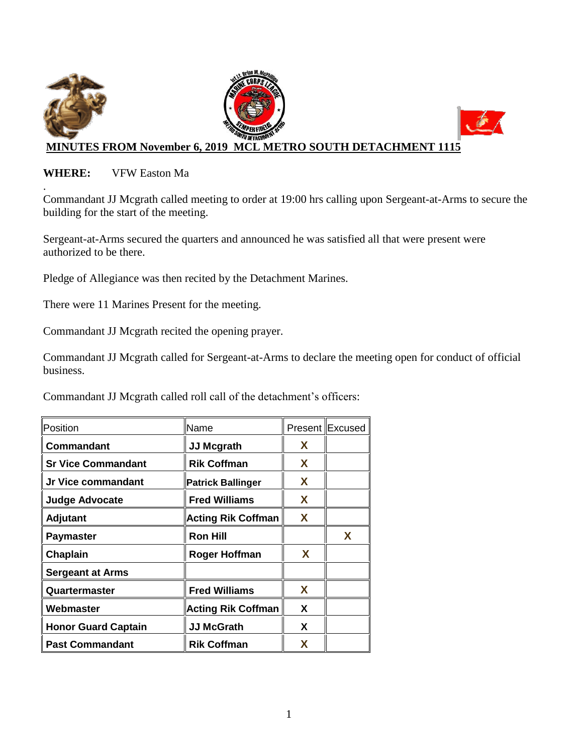## MINUTES FROM November 6, 2019 MCL METRO SOUTH DETACHMENT 1115

**WHERE:** VFW Easton Ma

.

Commandant JJ Mcgrath called meeting to order at 19:00 hrs calling upon Sergeant-at-Arms to secure the building for the start of the meeting.

Sergeant-at-Arms secured the quarters and announced he was satisfied all that were present were authorized to be there.

Pledge of Allegiance was then recited by the Detachment Marines.

There were 11 Marines Present for the meeting.

Commandant JJ Mcgrath recited the opening prayer.

Commandant JJ Mcgrath called for Sergeant-at-Arms to declare the meeting open for conduct of official business.

Commandant JJ Mcgrath called roll call of the detachment's officers:

| Position | Name | Present | Excused |
|---|---|---|---|
| **Commandant** | **JJ Mcgrath** | **X** | |
| **Sr Vice Commandant** | **Rik Coffman** | **X** | |
| **Jr Vice commandant** | **Patrick Ballinger** | **X** | |
| **Judge Advocate** | **Fred Williams** | **X** | |
| **Adjutant** | **Acting Rik Coffman** | **X** | |
| **Paymaster** | **Ron Hill** | | **X** |
| **Chaplain** | **Roger Hoffman** | **X** | |
| **Sergeant at Arms** | | | |
| **Quartermaster** | **Fred Williams** | **X** | |
| **Webmaster** | **Acting Rik Coffman** | **X** | |
| **Honor Guard Captain** | **JJ McGrath** | **X** | |
| **Past Commandant** | **Rik Coffman** | **X** | |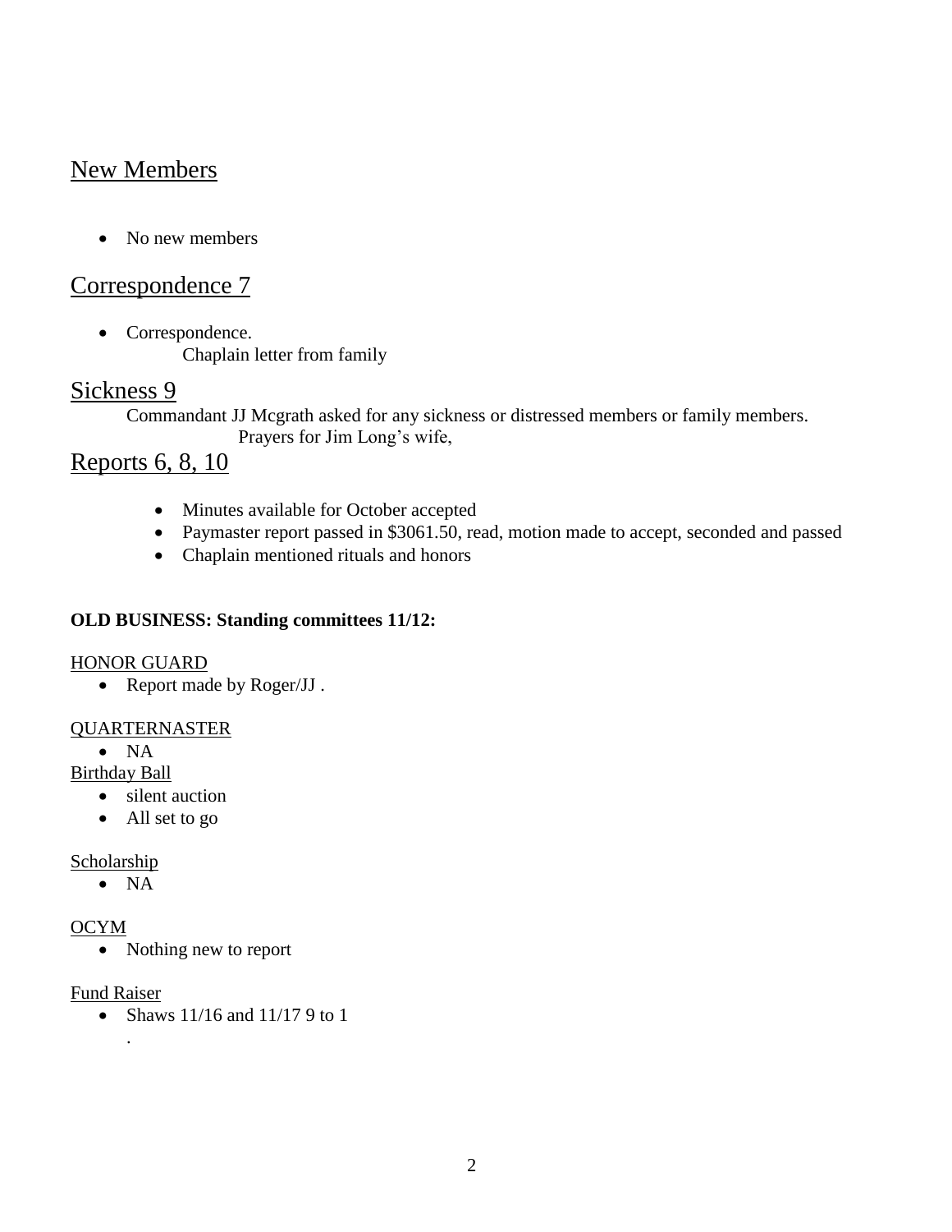## New Members

- No new members

## Correspondence 7

- Correspondence.
  Chaplain letter from family

## Sickness 9

Commandant JJ Mcgrath asked for any sickness or distressed members or family members.
Prayers for Jim Long's wife,

## Reports 6, 8, 10

- Minutes available for October accepted
- Paymaster report passed in $3061.50, read, motion made to accept, seconded and passed
- Chaplain mentioned rituals and honors

**OLD BUSINESS: Standing committees 11/12:**

HONOR GUARD

- Report made by Roger/JJ .

QUARTERNASTER

- NA

Birthday Ball

- silent auction
- All set to go

Scholarship

- NA

OCYM

- Nothing new to report

Fund Raiser

- Shaws 11/16 and 11/17 9 to 1
  .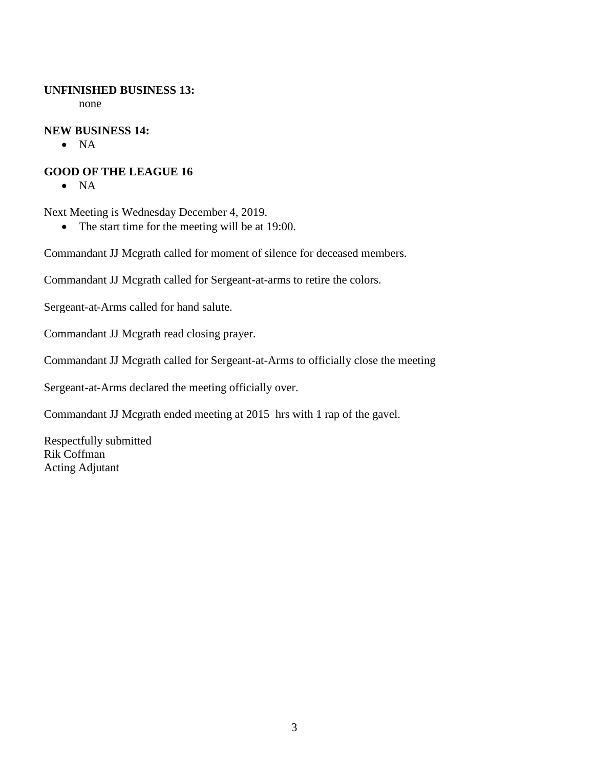**UNFINISHED BUSINESS 13:**

none

**NEW BUSINESS 14:**

- NA

**GOOD OF THE LEAGUE 16**

- NA

Next Meeting is Wednesday December 4, 2019.

- The start time for the meeting will be at 19:00.

Commandant JJ Mcgrath called for moment of silence for deceased members.

Commandant JJ Mcgrath called for Sergeant-at-arms to retire the colors.

Sergeant-at-Arms called for hand salute.

Commandant JJ Mcgrath read closing prayer.

Commandant JJ Mcgrath called for Sergeant-at-Arms to officially close the meeting

Sergeant-at-Arms declared the meeting officially over.

Commandant JJ Mcgrath ended meeting at 2015 hrs with 1 rap of the gavel.

Respectfully submitted
Rik Coffman
Acting Adjutant